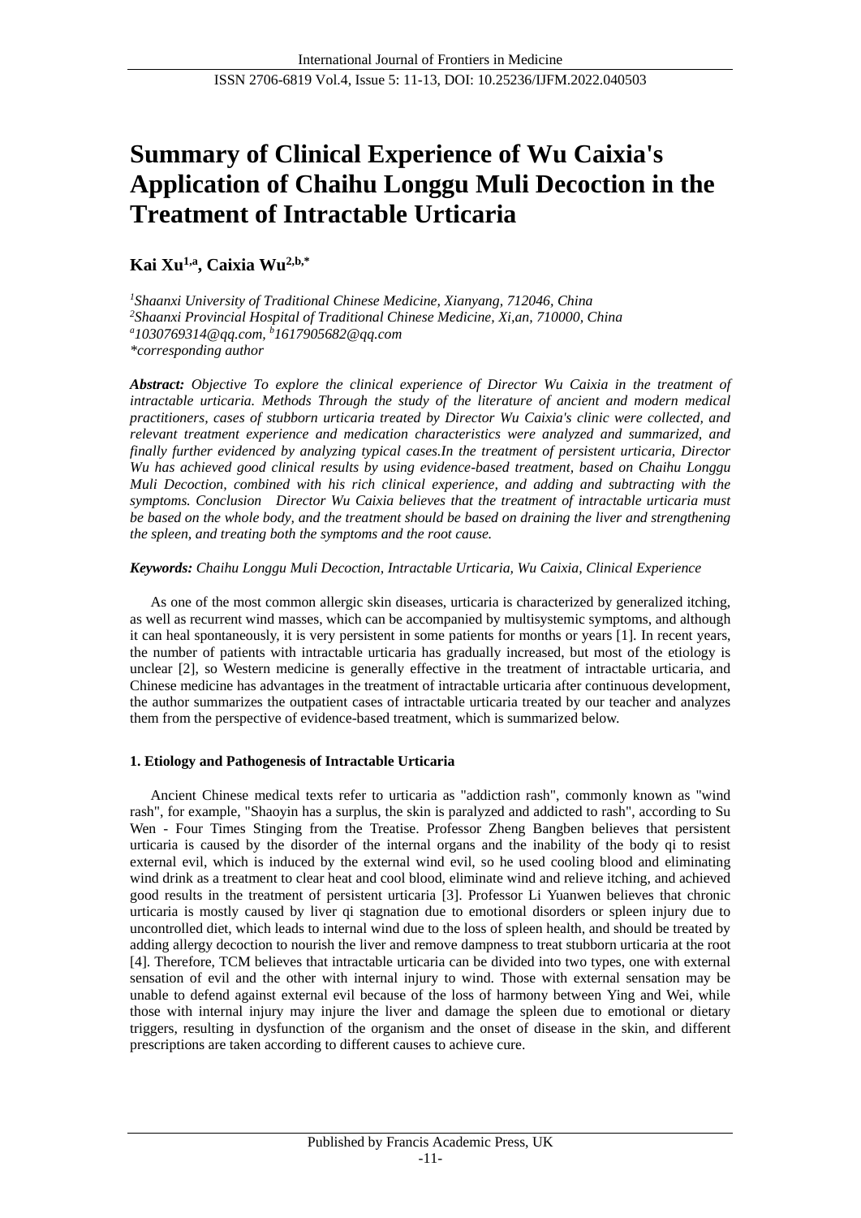# Summary of Clinical Experience of Wu Caixia's Application of Chaihu Longgu Muli Decoction in the Treatment of Intractable Urticaria

**Kai Xu[1,a], Caixia Wu[2,b,*]**

*[1]Shaanxi University of Traditional Chinese Medicine, Xianyang, 712046, China*
*[2]Shaanxi Provincial Hospital of Traditional Chinese Medicine, Xi,an, 710000, China*
*[a]1030769314@qq.com, [b]1617905682@qq.com*
*\*corresponding author*

***Abstract:*** *Objective To explore the clinical experience of Director Wu Caixia in the treatment of intractable urticaria. Methods Through the study of the literature of ancient and modern medical practitioners, cases of stubborn urticaria treated by Director Wu Caixia's clinic were collected, and relevant treatment experience and medication characteristics were analyzed and summarized, and finally further evidenced by analyzing typical cases.In the treatment of persistent urticaria, Director Wu has achieved good clinical results by using evidence-based treatment, based on Chaihu Longgu Muli Decoction, combined with his rich clinical experience, and adding and subtracting with the symptoms. Conclusion Director Wu Caixia believes that the treatment of intractable urticaria must be based on the whole body, and the treatment should be based on draining the liver and strengthening the spleen, and treating both the symptoms and the root cause.*

***Keywords:*** *Chaihu Longgu Muli Decoction, Intractable Urticaria, Wu Caixia, Clinical Experience*

As one of the most common allergic skin diseases, urticaria is characterized by generalized itching, as well as recurrent wind masses, which can be accompanied by multisystemic symptoms, and although it can heal spontaneously, it is very persistent in some patients for months or years [1]. In recent years, the number of patients with intractable urticaria has gradually increased, but most of the etiology is unclear [2], so Western medicine is generally effective in the treatment of intractable urticaria, and Chinese medicine has advantages in the treatment of intractable urticaria after continuous development, the author summarizes the outpatient cases of intractable urticaria treated by our teacher and analyzes them from the perspective of evidence-based treatment, which is summarized below.

## 1. Etiology and Pathogenesis of Intractable Urticaria

Ancient Chinese medical texts refer to urticaria as "addiction rash", commonly known as "wind rash", for example, "Shaoyin has a surplus, the skin is paralyzed and addicted to rash", according to Su Wen - Four Times Stinging from the Treatise. Professor Zheng Bangben believes that persistent urticaria is caused by the disorder of the internal organs and the inability of the body qi to resist external evil, which is induced by the external wind evil, so he used cooling blood and eliminating wind drink as a treatment to clear heat and cool blood, eliminate wind and relieve itching, and achieved good results in the treatment of persistent urticaria [3]. Professor Li Yuanwen believes that chronic urticaria is mostly caused by liver qi stagnation due to emotional disorders or spleen injury due to uncontrolled diet, which leads to internal wind due to the loss of spleen health, and should be treated by adding allergy decoction to nourish the liver and remove dampness to treat stubborn urticaria at the root [4]. Therefore, TCM believes that intractable urticaria can be divided into two types, one with external sensation of evil and the other with internal injury to wind. Those with external sensation may be unable to defend against external evil because of the loss of harmony between Ying and Wei, while those with internal injury may injure the liver and damage the spleen due to emotional or dietary triggers, resulting in dysfunction of the organism and the onset of disease in the skin, and different prescriptions are taken according to different causes to achieve cure.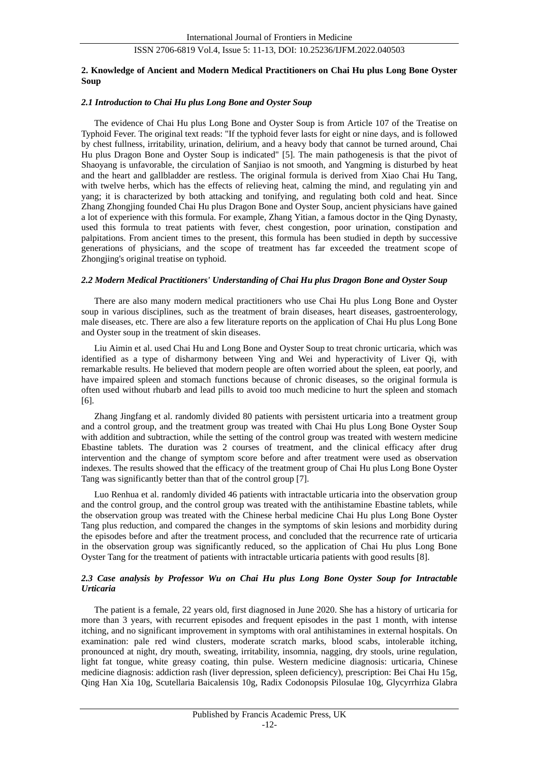**2. Knowledge of Ancient and Modern Medical Practitioners on Chai Hu plus Long Bone Oyster Soup**

### *2.1 Introduction to Chai Hu plus Long Bone and Oyster Soup*

The evidence of Chai Hu plus Long Bone and Oyster Soup is from Article 107 of the Treatise on Typhoid Fever. The original text reads: "If the typhoid fever lasts for eight or nine days, and is followed by chest fullness, irritability, urination, delirium, and a heavy body that cannot be turned around, Chai Hu plus Dragon Bone and Oyster Soup is indicated" [5]. The main pathogenesis is that the pivot of Shaoyang is unfavorable, the circulation of Sanjiao is not smooth, and Yangming is disturbed by heat and the heart and gallbladder are restless. The original formula is derived from Xiao Chai Hu Tang, with twelve herbs, which has the effects of relieving heat, calming the mind, and regulating yin and yang; it is characterized by both attacking and tonifying, and regulating both cold and heat. Since Zhang Zhongjing founded Chai Hu plus Dragon Bone and Oyster Soup, ancient physicians have gained a lot of experience with this formula. For example, Zhang Yitian, a famous doctor in the Qing Dynasty, used this formula to treat patients with fever, chest congestion, poor urination, constipation and palpitations. From ancient times to the present, this formula has been studied in depth by successive generations of physicians, and the scope of treatment has far exceeded the treatment scope of Zhongjing's original treatise on typhoid.

### *2.2 Modern Medical Practitioners' Understanding of Chai Hu plus Dragon Bone and Oyster Soup*

There are also many modern medical practitioners who use Chai Hu plus Long Bone and Oyster soup in various disciplines, such as the treatment of brain diseases, heart diseases, gastroenterology, male diseases, etc. There are also a few literature reports on the application of Chai Hu plus Long Bone and Oyster soup in the treatment of skin diseases.

Liu Aimin et al. used Chai Hu and Long Bone and Oyster Soup to treat chronic urticaria, which was identified as a type of disharmony between Ying and Wei and hyperactivity of Liver Qi, with remarkable results. He believed that modern people are often worried about the spleen, eat poorly, and have impaired spleen and stomach functions because of chronic diseases, so the original formula is often used without rhubarb and lead pills to avoid too much medicine to hurt the spleen and stomach [6].

Zhang Jingfang et al. randomly divided 80 patients with persistent urticaria into a treatment group and a control group, and the treatment group was treated with Chai Hu plus Long Bone Oyster Soup with addition and subtraction, while the setting of the control group was treated with western medicine Ebastine tablets. The duration was 2 courses of treatment, and the clinical efficacy after drug intervention and the change of symptom score before and after treatment were used as observation indexes. The results showed that the efficacy of the treatment group of Chai Hu plus Long Bone Oyster Tang was significantly better than that of the control group [7].

Luo Renhua et al. randomly divided 46 patients with intractable urticaria into the observation group and the control group, and the control group was treated with the antihistamine Ebastine tablets, while the observation group was treated with the Chinese herbal medicine Chai Hu plus Long Bone Oyster Tang plus reduction, and compared the changes in the symptoms of skin lesions and morbidity during the episodes before and after the treatment process, and concluded that the recurrence rate of urticaria in the observation group was significantly reduced, so the application of Chai Hu plus Long Bone Oyster Tang for the treatment of patients with intractable urticaria patients with good results [8].

### *2.3 Case analysis by Professor Wu on Chai Hu plus Long Bone Oyster Soup for Intractable Urticaria*

The patient is a female, 22 years old, first diagnosed in June 2020. She has a history of urticaria for more than 3 years, with recurrent episodes and frequent episodes in the past 1 month, with intense itching, and no significant improvement in symptoms with oral antihistamines in external hospitals. On examination: pale red wind clusters, moderate scratch marks, blood scabs, intolerable itching, pronounced at night, dry mouth, sweating, irritability, insomnia, nagging, dry stools, urine regulation, light fat tongue, white greasy coating, thin pulse. Western medicine diagnosis: urticaria, Chinese medicine diagnosis: addiction rash (liver depression, spleen deficiency), prescription: Bei Chai Hu 15g, Qing Han Xia 10g, Scutellaria Baicalensis 10g, Radix Codonopsis Pilosulae 10g, Glycyrrhiza Glabra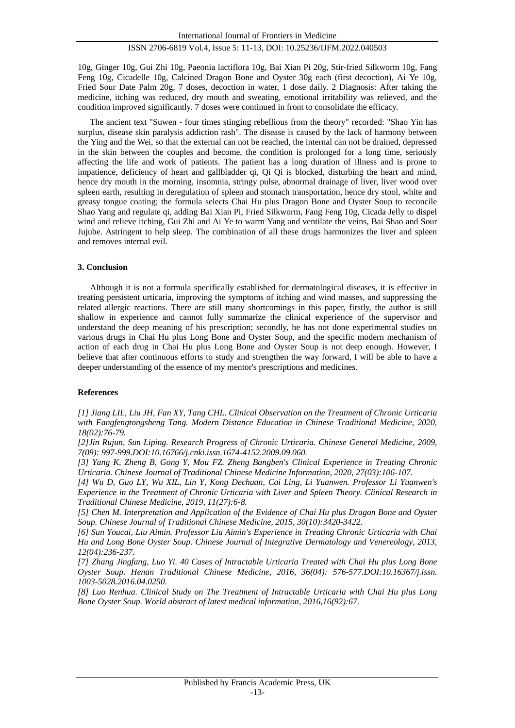10g, Ginger 10g, Gui Zhi 10g, Paeonia lactiflora 10g, Bai Xian Pi 20g, Stir-fried Silkworm 10g, Fang Feng 10g, Cicadelle 10g, Calcined Dragon Bone and Oyster 30g each (first decoction), Ai Ye 10g, Fried Sour Date Palm 20g, 7 doses, decoction in water, 1 dose daily. 2 Diagnosis: After taking the medicine, itching was reduced, dry mouth and sweating, emotional irritability was relieved, and the condition improved significantly. 7 doses were continued in front to consolidate the efficacy.

The ancient text "Suwen - four times stinging rebellious from the theory" recorded: "Shao Yin has surplus, disease skin paralysis addiction rash". The disease is caused by the lack of harmony between the Ying and the Wei, so that the external can not be reached, the internal can not be drained, depressed in the skin between the couples and become, the condition is prolonged for a long time, seriously affecting the life and work of patients. The patient has a long duration of illness and is prone to impatience, deficiency of heart and gallbladder qi, Qi Qi is blocked, disturbing the heart and mind, hence dry mouth in the morning, insomnia, stringy pulse, abnormal drainage of liver, liver wood over spleen earth, resulting in deregulation of spleen and stomach transportation, hence dry stool, white and greasy tongue coating; the formula selects Chai Hu plus Dragon Bone and Oyster Soup to reconcile Shao Yang and regulate qi, adding Bai Xian Pi, Fried Silkworm, Fang Feng 10g, Cicada Jelly to dispel wind and relieve itching, Gui Zhi and Ai Ye to warm Yang and ventilate the veins, Bai Shao and Sour Jujube. Astringent to help sleep. The combination of all these drugs harmonizes the liver and spleen and removes internal evil.

## 3. Conclusion

Although it is not a formula specifically established for dermatological diseases, it is effective in treating persistent urticaria, improving the symptoms of itching and wind masses, and suppressing the related allergic reactions. There are still many shortcomings in this paper, firstly, the author is still shallow in experience and cannot fully summarize the clinical experience of the supervisor and understand the deep meaning of his prescription; secondly, he has not done experimental studies on various drugs in Chai Hu plus Long Bone and Oyster Soup, and the specific modern mechanism of action of each drug in Chai Hu plus Long Bone and Oyster Soup is not deep enough. However, I believe that after continuous efforts to study and strengthen the way forward, I will be able to have a deeper understanding of the essence of my mentor's prescriptions and medicines.

## References

*[1] Jiang LIL, Liu JH, Fan XY, Tang CHL. Clinical Observation on the Treatment of Chronic Urticaria with Fangfengtongsheng Tang. Modern Distance Education in Chinese Traditional Medicine, 2020, 18(02):76-79.*

*[2]Jin Rujun, Sun Liping. Research Progress of Chronic Urticaria. Chinese General Medicine, 2009, 7(09): 997-999.DOI:10.16766/j.cnki.issn.1674-4152.2009.09.060.*

*[3] Yang K, Zheng B, Gong Y, Mou FZ. Zheng Bangben's Clinical Experience in Treating Chronic Urticaria. Chinese Journal of Traditional Chinese Medicine Information, 2020, 27(03):106-107.*

*[4] Wu D, Guo LY, Wu XIL, Lin Y, Kong Dechuan, Cai Ling, Li Yuanwen. Professor Li Yuanwen's Experience in the Treatment of Chronic Urticaria with Liver and Spleen Theory. Clinical Research in Traditional Chinese Medicine, 2019, 11(27):6-8.*

*[5] Chen M. Interpretation and Application of the Evidence of Chai Hu plus Dragon Bone and Oyster Soup. Chinese Journal of Traditional Chinese Medicine, 2015, 30(10):3420-3422.*

*[6] Sun Youcai, Liu Aimin. Professor Liu Aimin's Experience in Treating Chronic Urticaria with Chai Hu and Long Bone Oyster Soup. Chinese Journal of Integrative Dermatology and Venereology, 2013, 12(04):236-237.*

*[7] Zhang Jingfang, Luo Yi. 40 Cases of Intractable Urticaria Treated with Chai Hu plus Long Bone Oyster Soup. Henan Traditional Chinese Medicine, 2016, 36(04): 576-577.DOI:10.16367/j.issn. 1003-5028.2016.04.0250.*

*[8] Luo Renhua. Clinical Study on The Treatment of Intractable Urticaria with Chai Hu plus Long Bone Oyster Soup. World abstract of latest medical information, 2016,16(92):67.*